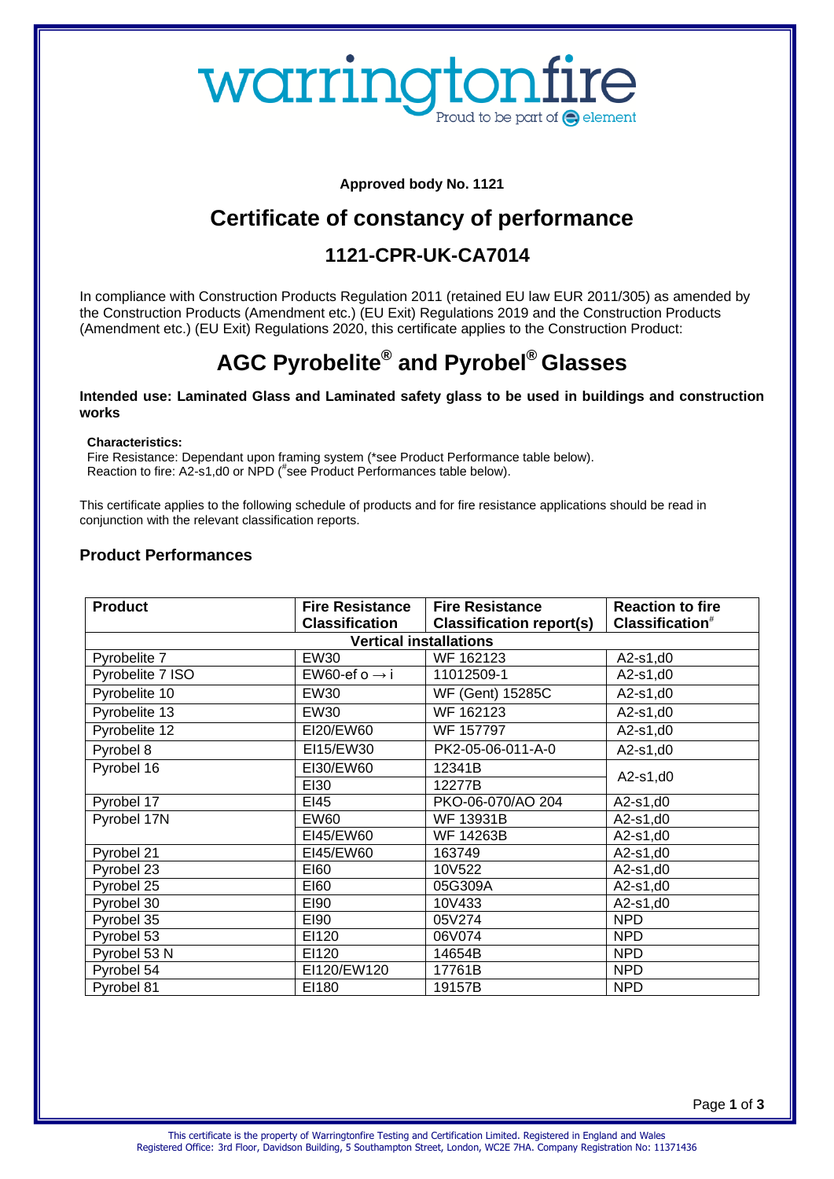warringtonfire
Proud to be part of element

**Approved body No. 1121**

# Certificate of constancy of performance

## 1121-CPR-UK-CA7014

In compliance with Construction Products Regulation 2011 (retained EU law EUR 2011/305) as amended by the Construction Products (Amendment etc.) (EU Exit) Regulations 2019 and the Construction Products (Amendment etc.) (EU Exit) Regulations 2020, this certificate applies to the Construction Product:

# AGC Pyrobelite® and Pyrobel® Glasses

**Intended use: Laminated Glass and Laminated safety glass to be used in buildings and construction works**

**Characteristics:**
Fire Resistance: Dependant upon framing system (*see Product Performance table below).
Reaction to fire: A2-s1,d0 or NPD (#see Product Performances table below).

This certificate applies to the following schedule of products and for fire resistance applications should be read in conjunction with the relevant classification reports.

## Product Performances

| Product | Fire Resistance Classification | Fire Resistance Classification report(s) | Reaction to fire Classification# |
|---|---|---|---|
| **Vertical installations** | | | |
| Pyrobelite 7 | EW30 | WF 162123 | A2-s1,d0 |
| Pyrobelite 7 ISO | EW60-ef o → i | 11012509-1 | A2-s1,d0 |
| Pyrobelite 10 | EW30 | WF (Gent) 15285C | A2-s1,d0 |
| Pyrobelite 13 | EW30 | WF 162123 | A2-s1,d0 |
| Pyrobelite 12 | EI20/EW60 | WF 157797 | A2-s1,d0 |
| Pyrobel 8 | EI15/EW30 | PK2-05-06-011-A-0 | A2-s1,d0 |
| Pyrobel 16 | EI30/EW60 | 12341B | A2-s1,d0 |
| | EI30 | 12277B | |
| Pyrobel 17 | EI45 | PKO-06-070/AO 204 | A2-s1,d0 |
| Pyrobel 17N | EW60 | WF 13931B | A2-s1,d0 |
| | EI45/EW60 | WF 14263B | A2-s1,d0 |
| Pyrobel 21 | EI45/EW60 | 163749 | A2-s1,d0 |
| Pyrobel 23 | EI60 | 10V522 | A2-s1,d0 |
| Pyrobel 25 | EI60 | 05G309A | A2-s1,d0 |
| Pyrobel 30 | EI90 | 10V433 | A2-s1,d0 |
| Pyrobel 35 | EI90 | 05V274 | NPD |
| Pyrobel 53 | EI120 | 06V074 | NPD |
| Pyrobel 53 N | EI120 | 14654B | NPD |
| Pyrobel 54 | EI120/EW120 | 17761B | NPD |
| Pyrobel 81 | EI180 | 19157B | NPD |

This certificate is the property of Warringtonfire Testing and Certification Limited. Registered in England and Wales
Registered Office: 3rd Floor, Davidson Building, 5 Southampton Street, London, WC2E 7HA. Company Registration No: 11371436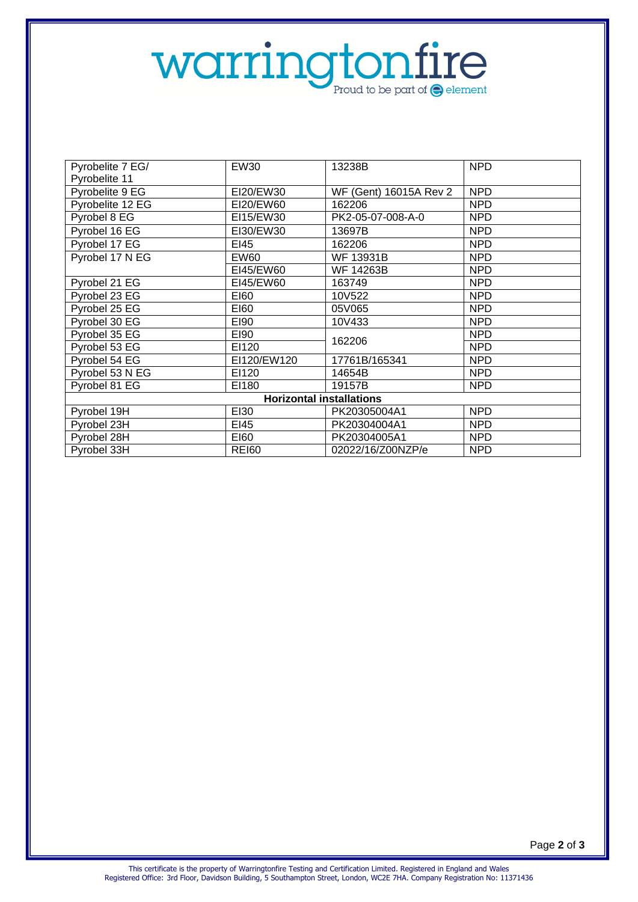warringtonfire
Proud to be part of element

| | | | |
|---|---|---|---|
| Pyrobelite 7 EG/ Pyrobelite 11 | EW30 | 13238B | NPD |
| Pyrobelite 9 EG | EI20/EW30 | WF (Gent) 16015A Rev 2 | NPD |
| Pyrobelite 12 EG | EI20/EW60 | 162206 | NPD |
| Pyrobel 8 EG | EI15/EW30 | PK2-05-07-008-A-0 | NPD |
| Pyrobel 16 EG | EI30/EW30 | 13697B | NPD |
| Pyrobel 17 EG | EI45 | 162206 | NPD |
| Pyrobel 17 N EG | EW60 | WF 13931B | NPD |
| | EI45/EW60 | WF 14263B | NPD |
| Pyrobel 21 EG | EI45/EW60 | 163749 | NPD |
| Pyrobel 23 EG | EI60 | 10V522 | NPD |
| Pyrobel 25 EG | EI60 | 05V065 | NPD |
| Pyrobel 30 EG | EI90 | 10V433 | NPD |
| Pyrobel 35 EG | EI90 | 162206 | NPD |
| Pyrobel 53 EG | EI120 | | NPD |
| Pyrobel 54 EG | EI120/EW120 | 17761B/165341 | NPD |
| Pyrobel 53 N EG | EI120 | 14654B | NPD |
| Pyrobel 81 EG | EI180 | 19157B | NPD |
| **Horizontal installations** | | | |
| Pyrobel 19H | EI30 | PK20305004A1 | NPD |
| Pyrobel 23H | EI45 | PK20304004A1 | NPD |
| Pyrobel 28H | EI60 | PK20304005A1 | NPD |
| Pyrobel 33H | REI60 | 02022/16/Z00NZP/e | NPD |

This certificate is the property of Warringtonfire Testing and Certification Limited. Registered in England and Wales
Registered Office: 3rd Floor, Davidson Building, 5 Southampton Street, London, WC2E 7HA. Company Registration No: 11371436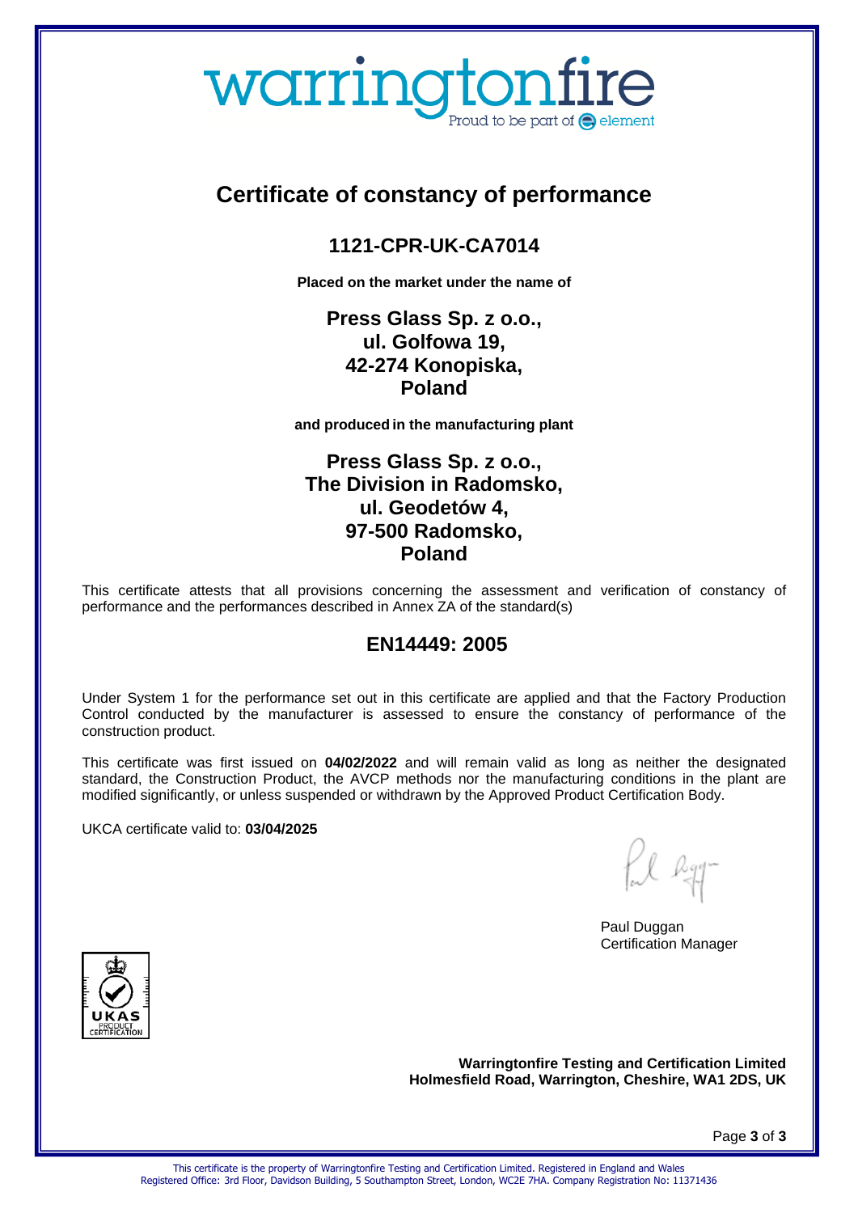# Certificate of constancy of performance

## 1121-CPR-UK-CA7014

**Placed on the market under the name of**

**Press Glass Sp. z o.o.,**
**ul. Golfowa 19,**
**42-274 Konopiska,**
**Poland**

**and produced in the manufacturing plant**

**Press Glass Sp. z o.o.,**
**The Division in Radomsko,**
**ul. Geodetów 4,**
**97-500 Radomsko,**
**Poland**

This certificate attests that all provisions concerning the assessment and verification of constancy of performance and the performances described in Annex ZA of the standard(s)

## EN14449: 2005

Under System 1 for the performance set out in this certificate are applied and that the Factory Production Control conducted by the manufacturer is assessed to ensure the constancy of performance of the construction product.

This certificate was first issued on **04/02/2022** and will remain valid as long as neither the designated standard, the Construction Product, the AVCP methods nor the manufacturing conditions in the plant are modified significantly, or unless suspended or withdrawn by the Approved Product Certification Body.

UKCA certificate valid to: **03/04/2025**

Paul Duggan
Certification Manager

**Warringtonfire Testing and Certification Limited**
**Holmesfield Road, Warrington, Cheshire, WA1 2DS, UK**

This certificate is the property of Warringtonfire Testing and Certification Limited. Registered in England and Wales
Registered Office: 3rd Floor, Davidson Building, 5 Southampton Street, London, WC2E 7HA. Company Registration No: 11371436